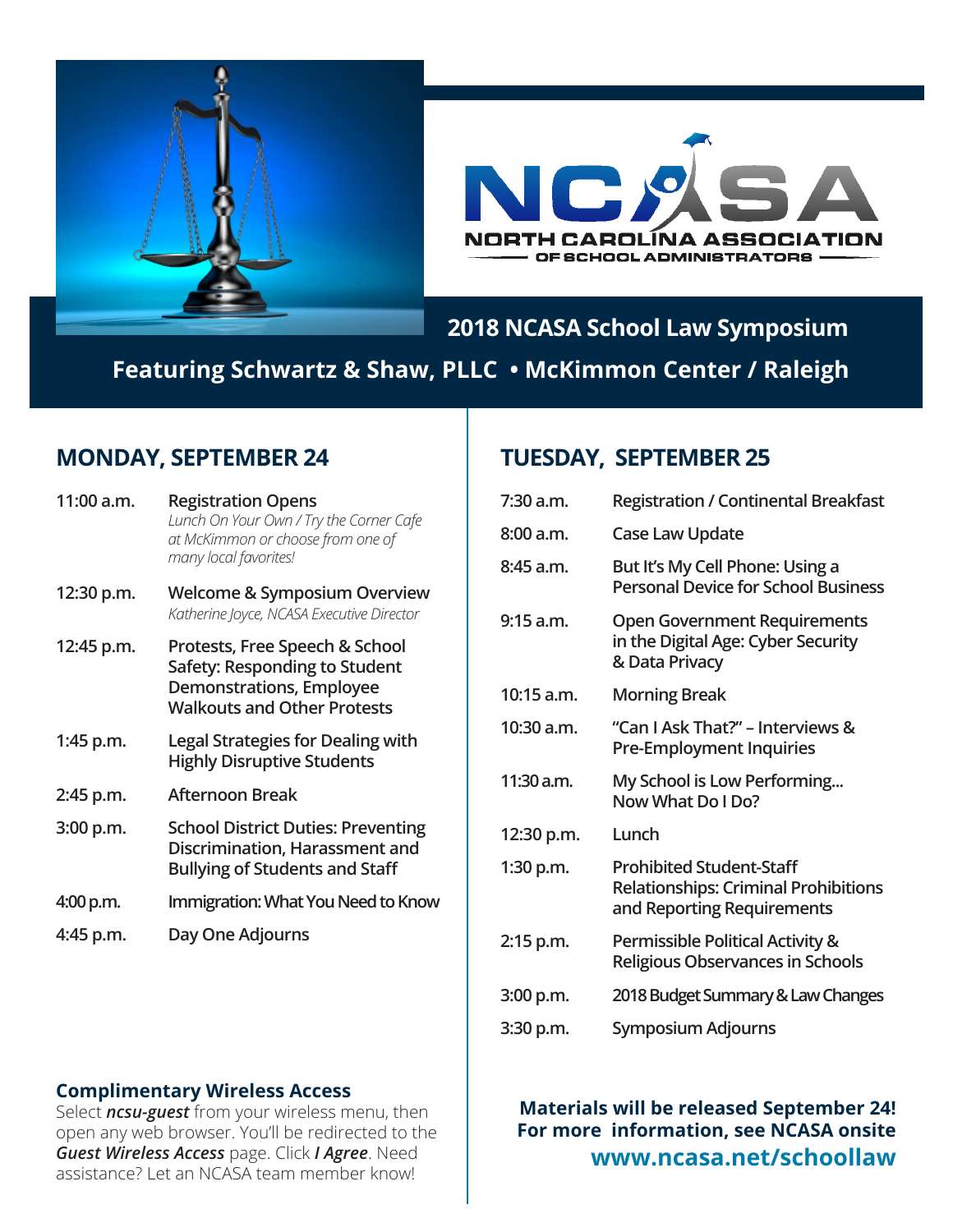NCASA

NORTH CAROLINA ASSOCIATION OF SCHOOL ADMINISTRATORS

# 2018 NCASA School Law Symposium

**Featuring Schwartz & Shaw, PLLC • McKimmon Center / Raleigh**

## MONDAY, SEPTEMBER 24

| | |
|---|---|
| 11:00 a.m. | Registration Opens<br>*Lunch On Your Own / Try the Corner Cafe at McKimmon or choose from one of many local favorites!* |
| 12:30 p.m. | Welcome & Symposium Overview<br>*Katherine Joyce, NCASA Executive Director* |
| 12:45 p.m. | Protests, Free Speech & School Safety: Responding to Student Demonstrations, Employee Walkouts and Other Protests |
| 1:45 p.m. | Legal Strategies for Dealing with Highly Disruptive Students |
| 2:45 p.m. | Afternoon Break |
| 3:00 p.m. | School District Duties: Preventing Discrimination, Harassment and Bullying of Students and Staff |
| 4:00 p.m. | Immigration: What You Need to Know |
| 4:45 p.m. | Day One Adjourns |

### Complimentary Wireless Access

Select ***ncsu-guest*** from your wireless menu, then open any web browser. You'll be redirected to the ***Guest Wireless Access*** page. Click ***I Agree***. Need assistance? Let an NCASA team member know!

## TUESDAY, SEPTEMBER 25

| | |
|---|---|
| 7:30 a.m. | Registration / Continental Breakfast |
| 8:00 a.m. | Case Law Update |
| 8:45 a.m. | But It's My Cell Phone: Using a Personal Device for School Business |
| 9:15 a.m. | Open Government Requirements in the Digital Age: Cyber Security & Data Privacy |
| 10:15 a.m. | Morning Break |
| 10:30 a.m. | "Can I Ask That?" – Interviews & Pre-Employment Inquiries |
| 11:30 a.m. | My School is Low Performing... Now What Do I Do? |
| 12:30 p.m. | Lunch |
| 1:30 p.m. | Prohibited Student-Staff Relationships: Criminal Prohibitions and Reporting Requirements |
| 2:15 p.m. | Permissible Political Activity & Religious Observances in Schools |
| 3:00 p.m. | 2018 Budget Summary & Law Changes |
| 3:30 p.m. | Symposium Adjourns |

**Materials will be released September 24!**
**For more information, see NCASA onsite**
**www.ncasa.net/schoollaw**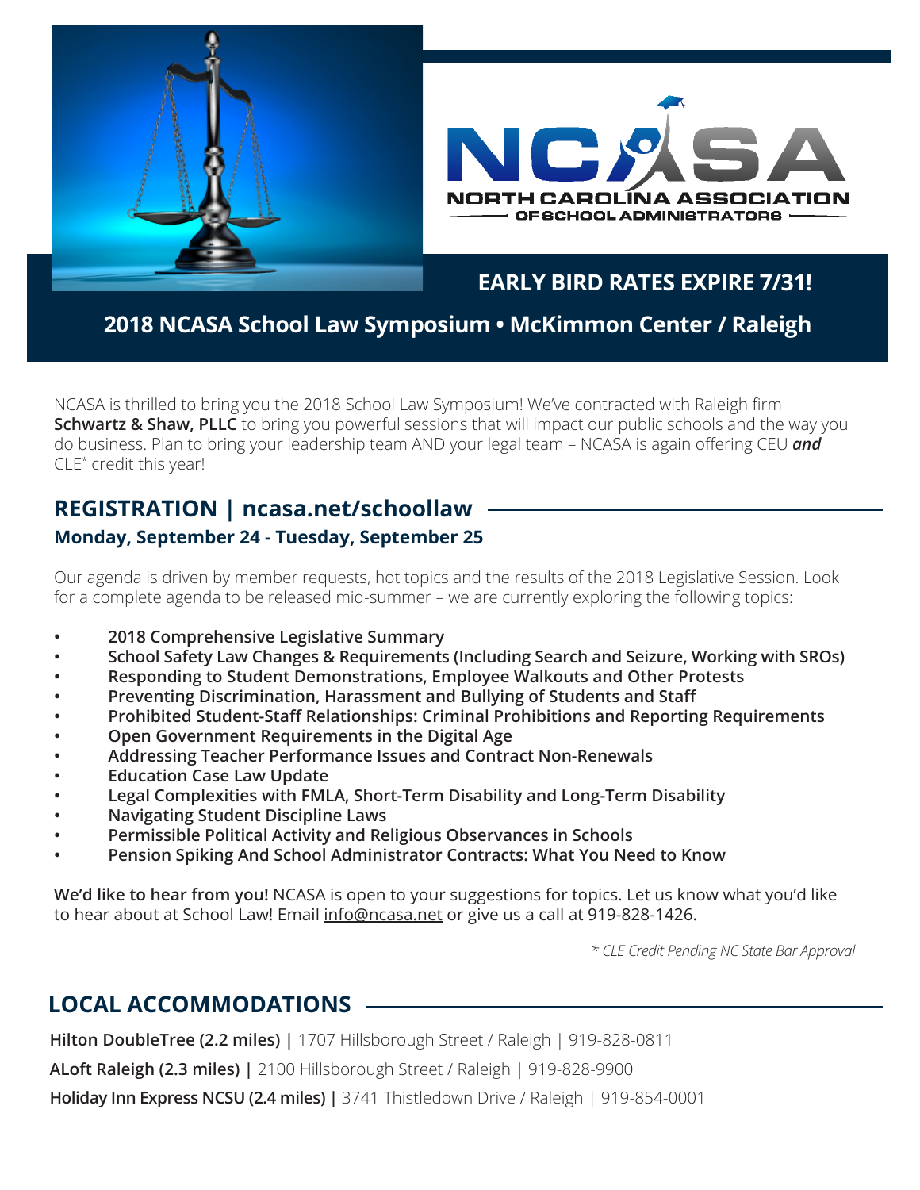NCASA

NORTH CAROLINA ASSOCIATION OF SCHOOL ADMINISTRATORS

**EARLY BIRD RATES EXPIRE 7/31!**

# 2018 NCASA School Law Symposium • McKimmon Center / Raleigh

NCASA is thrilled to bring you the 2018 School Law Symposium! We've contracted with Raleigh firm **Schwartz & Shaw, PLLC** to bring you powerful sessions that will impact our public schools and the way you do business. Plan to bring your leadership team AND your legal team – NCASA is again offering CEU ***and*** CLE* credit this year!

## REGISTRATION | ncasa.net/schoollaw

### Monday, September 24 - Tuesday, September 25

Our agenda is driven by member requests, hot topics and the results of the 2018 Legislative Session. Look for a complete agenda to be released mid-summer – we are currently exploring the following topics:

- **2018 Comprehensive Legislative Summary**
- **School Safety Law Changes & Requirements (Including Search and Seizure, Working with SROs)**
- **Responding to Student Demonstrations, Employee Walkouts and Other Protests**
- **Preventing Discrimination, Harassment and Bullying of Students and Staff**
- **Prohibited Student-Staff Relationships: Criminal Prohibitions and Reporting Requirements**
- **Open Government Requirements in the Digital Age**
- **Addressing Teacher Performance Issues and Contract Non-Renewals**
- **Education Case Law Update**
- **Legal Complexities with FMLA, Short-Term Disability and Long-Term Disability**
- **Navigating Student Discipline Laws**
- **Permissible Political Activity and Religious Observances in Schools**
- **Pension Spiking And School Administrator Contracts: What You Need to Know**

**We'd like to hear from you!** NCASA is open to your suggestions for topics. Let us know what you'd like to hear about at School Law! Email info@ncasa.net or give us a call at 919-828-1426.

*\* CLE Credit Pending NC State Bar Approval*

## LOCAL ACCOMMODATIONS

**Hilton DoubleTree (2.2 miles) |** 1707 Hillsborough Street / Raleigh | 919-828-0811

**ALoft Raleigh (2.3 miles) |** 2100 Hillsborough Street / Raleigh | 919-828-9900

**Holiday Inn Express NCSU (2.4 miles) |** 3741 Thistledown Drive / Raleigh | 919-854-0001